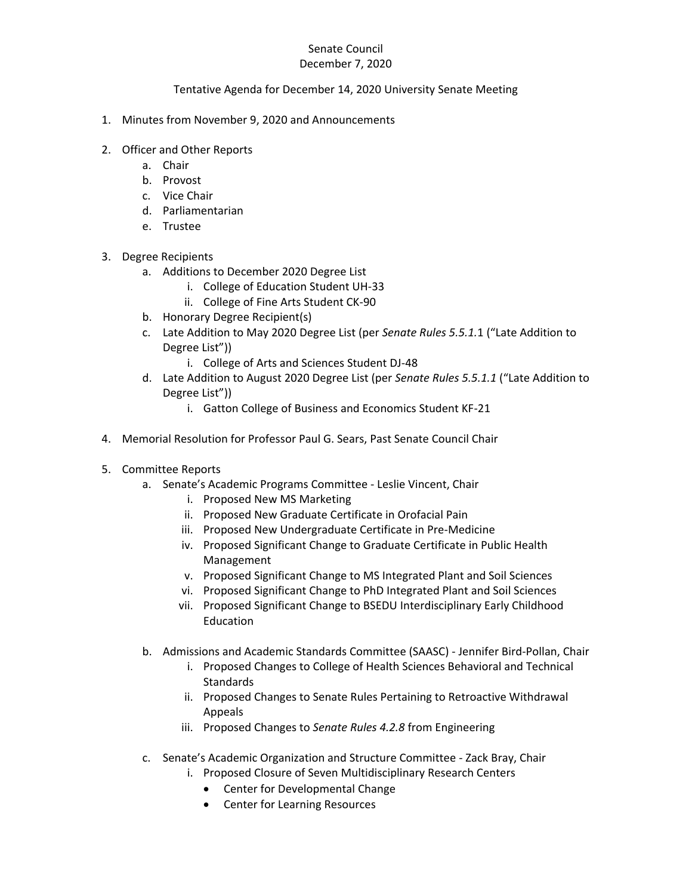Senate Council
December 7, 2020

Tentative Agenda for December 14, 2020 University Senate Meeting

1. Minutes from November 9, 2020 and Announcements

2. Officer and Other Reports
   a. Chair
   b. Provost
   c. Vice Chair
   d. Parliamentarian
   e. Trustee

3. Degree Recipients
   a. Additions to December 2020 Degree List
      i. College of Education Student UH-33
      ii. College of Fine Arts Student CK-90
   b. Honorary Degree Recipient(s)
   c. Late Addition to May 2020 Degree List (per *Senate Rules 5.5.1.*1 ("Late Addition to Degree List"))
      i. College of Arts and Sciences Student DJ-48
   d. Late Addition to August 2020 Degree List (per *Senate Rules 5.5.1.1* ("Late Addition to Degree List"))
      i. Gatton College of Business and Economics Student KF-21

4. Memorial Resolution for Professor Paul G. Sears, Past Senate Council Chair

5. Committee Reports
   a. Senate's Academic Programs Committee - Leslie Vincent, Chair
      i. Proposed New MS Marketing
      ii. Proposed New Graduate Certificate in Orofacial Pain
      iii. Proposed New Undergraduate Certificate in Pre-Medicine
      iv. Proposed Significant Change to Graduate Certificate in Public Health Management
      v. Proposed Significant Change to MS Integrated Plant and Soil Sciences
      vi. Proposed Significant Change to PhD Integrated Plant and Soil Sciences
      vii. Proposed Significant Change to BSEDU Interdisciplinary Early Childhood Education

   b. Admissions and Academic Standards Committee (SAASC) - Jennifer Bird-Pollan, Chair
      i. Proposed Changes to College of Health Sciences Behavioral and Technical Standards
      ii. Proposed Changes to Senate Rules Pertaining to Retroactive Withdrawal Appeals
      iii. Proposed Changes to *Senate Rules 4.2.8* from Engineering

   c. Senate's Academic Organization and Structure Committee - Zack Bray, Chair
      i. Proposed Closure of Seven Multidisciplinary Research Centers
         - Center for Developmental Change
         - Center for Learning Resources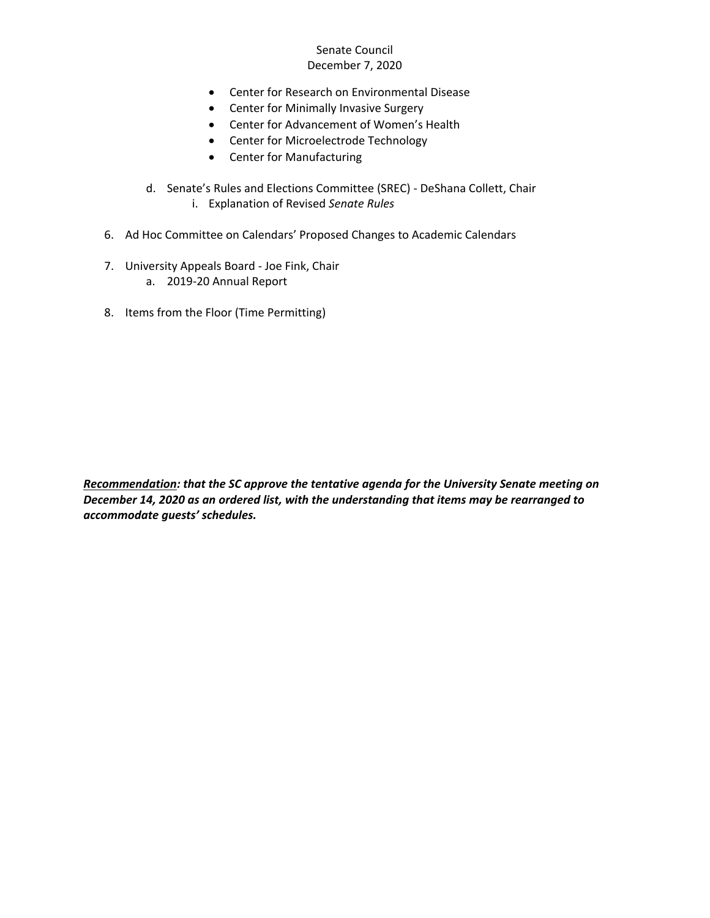- Center for Research on Environmental Disease
- Center for Minimally Invasive Surgery
- Center for Advancement of Women's Health
- Center for Microelectrode Technology
- Center for Manufacturing

d. Senate's Rules and Elections Committee (SREC) - DeShana Collett, Chair
    i. Explanation of Revised *Senate Rules*

6. Ad Hoc Committee on Calendars' Proposed Changes to Academic Calendars

7. University Appeals Board - Joe Fink, Chair
    a. 2019-20 Annual Report

8. Items from the Floor (Time Permitting)

***Recommendation*: that the SC approve the tentative agenda for the University Senate meeting on December 14, 2020 as an ordered list, with the understanding that items may be rearranged to accommodate guests' schedules.**